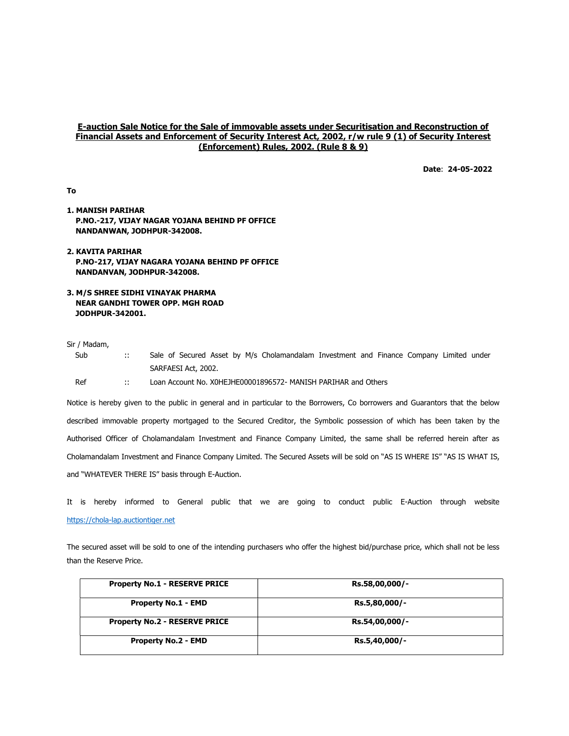**E-auction Sale Notice for the Sale of immovable assets under Securitisation and Reconstruction of Financial Assets and Enforcement of Security Interest Act, 2002, r/w rule 9 (1) of Security Interest (Enforcement) Rules, 2002. (Rule 8 & 9)**

**Date**: **24-05-2022**

**To**

**1. MANISH PARIHAR**
**P.NO.-217, VIJAY NAGAR YOJANA BEHIND PF OFFICE**
**NANDANWAN, JODHPUR-342008.**

**2. KAVITA PARIHAR**
**P.NO-217, VIJAY NAGARA YOJANA BEHIND PF OFFICE**
**NANDANVAN, JODHPUR-342008.**

**3. M/S SHREE SIDHI VINAYAK PHARMA**
**NEAR GANDHI TOWER OPP. MGH ROAD**
**JODHPUR-342001.**

Sir / Madam,

Sub :: Sale of Secured Asset by M/s Cholamandalam Investment and Finance Company Limited under SARFAESI Act, 2002.

Ref :: Loan Account No. X0HEJHE00001896572- MANISH PARIHAR and Others

Notice is hereby given to the public in general and in particular to the Borrowers, Co borrowers and Guarantors that the below described immovable property mortgaged to the Secured Creditor, the Symbolic possession of which has been taken by the Authorised Officer of Cholamandalam Investment and Finance Company Limited, the same shall be referred herein after as Cholamandalam Investment and Finance Company Limited. The Secured Assets will be sold on "AS IS WHERE IS" "AS IS WHAT IS, and "WHATEVER THERE IS" basis through E-Auction.

It is hereby informed to General public that we are going to conduct public E-Auction through website https://chola-lap.auctiontiger.net

The secured asset will be sold to one of the intending purchasers who offer the highest bid/purchase price, which shall not be less than the Reserve Price.

| **Property No.1 - RESERVE PRICE** | **Rs.58,00,000/-** |
|---|---|
| **Property No.1 - EMD** | **Rs.5,80,000/-** |
| **Property No.2 - RESERVE PRICE** | **Rs.54,00,000/-** |
| **Property No.2 - EMD** | **Rs.5,40,000/-** |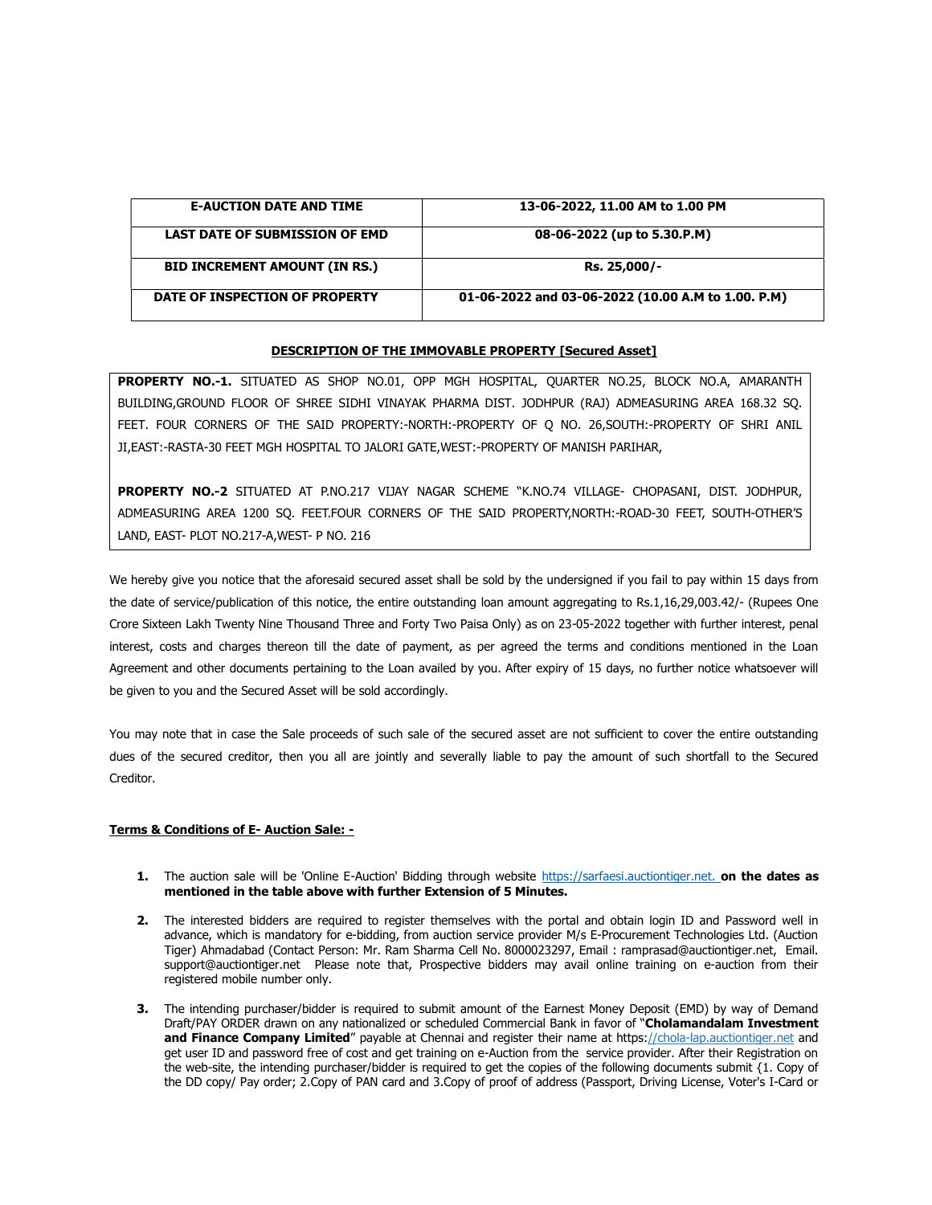| E-AUCTION DATE AND TIME | 13-06-2022, 11.00 AM to 1.00 PM |
|---|---|
| LAST DATE OF SUBMISSION OF EMD | 08-06-2022 (up to 5.30.P.M) |
| BID INCREMENT AMOUNT (IN RS.) | Rs. 25,000/- |
| DATE OF INSPECTION OF PROPERTY | 01-06-2022 and 03-06-2022 (10.00 A.M to 1.00. P.M) |

**DESCRIPTION OF THE IMMOVABLE PROPERTY [Secured Asset]**

**PROPERTY NO.-1.** SITUATED AS SHOP NO.01, OPP MGH HOSPITAL, QUARTER NO.25, BLOCK NO.A, AMARANTH BUILDING,GROUND FLOOR OF SHREE SIDHI VINAYAK PHARMA DIST. JODHPUR (RAJ) ADMEASURING AREA 168.32 SQ. FEET. FOUR CORNERS OF THE SAID PROPERTY:-NORTH:-PROPERTY OF Q NO. 26,SOUTH:-PROPERTY OF SHRI ANIL JI,EAST:-RASTA-30 FEET MGH HOSPITAL TO JALORI GATE,WEST:-PROPERTY OF MANISH PARIHAR,

**PROPERTY NO.-2** SITUATED AT P.NO.217 VIJAY NAGAR SCHEME "K.NO.74 VILLAGE- CHOPASANI, DIST. JODHPUR, ADMEASURING AREA 1200 SQ. FEET.FOUR CORNERS OF THE SAID PROPERTY,NORTH:-ROAD-30 FEET, SOUTH-OTHER'S LAND, EAST- PLOT NO.217-A,WEST- P NO. 216

We hereby give you notice that the aforesaid secured asset shall be sold by the undersigned if you fail to pay within 15 days from the date of service/publication of this notice, the entire outstanding loan amount aggregating to Rs.1,16,29,003.42/- (Rupees One Crore Sixteen Lakh Twenty Nine Thousand Three and Forty Two Paisa Only) as on 23-05-2022 together with further interest, penal interest, costs and charges thereon till the date of payment, as per agreed the terms and conditions mentioned in the Loan Agreement and other documents pertaining to the Loan availed by you. After expiry of 15 days, no further notice whatsoever will be given to you and the Secured Asset will be sold accordingly.

You may note that in case the Sale proceeds of such sale of the secured asset are not sufficient to cover the entire outstanding dues of the secured creditor, then you all are jointly and severally liable to pay the amount of such shortfall to the Secured Creditor.

**Terms & Conditions of E- Auction Sale: -**

1. The auction sale will be 'Online E-Auction' Bidding through website https://sarfaesi.auctiontiger.net. **on the dates as mentioned in the table above with further Extension of 5 Minutes.**

2. The interested bidders are required to register themselves with the portal and obtain login ID and Password well in advance, which is mandatory for e-bidding, from auction service provider M/s E-Procurement Technologies Ltd. (Auction Tiger) Ahmadabad (Contact Person: Mr. Ram Sharma Cell No. 8000023297, Email : ramprasad@auctiontiger.net, Email. support@auctiontiger.net Please note that, Prospective bidders may avail online training on e-auction from their registered mobile number only.

3. The intending purchaser/bidder is required to submit amount of the Earnest Money Deposit (EMD) by way of Demand Draft/PAY ORDER drawn on any nationalized or scheduled Commercial Bank in favor of "**Cholamandalam Investment and Finance Company Limited**" payable at Chennai and register their name at https://chola-lap.auctiontiger.net and get user ID and password free of cost and get training on e-Auction from the service provider. After their Registration on the web-site, the intending purchaser/bidder is required to get the copies of the following documents submit {1. Copy of the DD copy/ Pay order; 2.Copy of PAN card and 3.Copy of proof of address (Passport, Driving License, Voter's I-Card or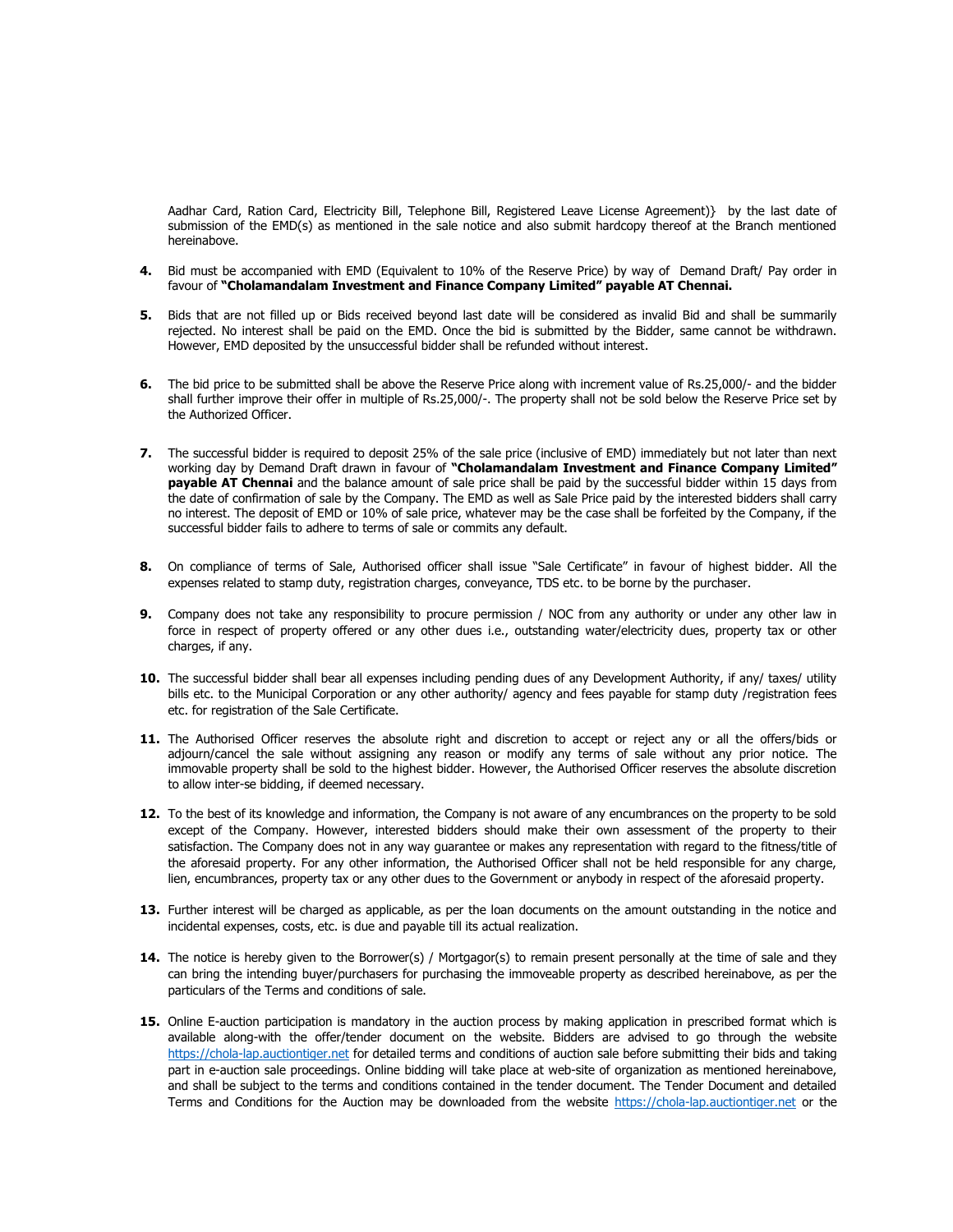Aadhar Card, Ration Card, Electricity Bill, Telephone Bill, Registered Leave License Agreement)} by the last date of submission of the EMD(s) as mentioned in the sale notice and also submit hardcopy thereof at the Branch mentioned hereinabove.

4. Bid must be accompanied with EMD (Equivalent to 10% of the Reserve Price) by way of Demand Draft/ Pay order in favour of **"Cholamandalam Investment and Finance Company Limited" payable AT Chennai.**

5. Bids that are not filled up or Bids received beyond last date will be considered as invalid Bid and shall be summarily rejected. No interest shall be paid on the EMD. Once the bid is submitted by the Bidder, same cannot be withdrawn. However, EMD deposited by the unsuccessful bidder shall be refunded without interest.

6. The bid price to be submitted shall be above the Reserve Price along with increment value of Rs.25,000/- and the bidder shall further improve their offer in multiple of Rs.25,000/-. The property shall not be sold below the Reserve Price set by the Authorized Officer.

7. The successful bidder is required to deposit 25% of the sale price (inclusive of EMD) immediately but not later than next working day by Demand Draft drawn in favour of **"Cholamandalam Investment and Finance Company Limited" payable AT Chennai** and the balance amount of sale price shall be paid by the successful bidder within 15 days from the date of confirmation of sale by the Company. The EMD as well as Sale Price paid by the interested bidders shall carry no interest. The deposit of EMD or 10% of sale price, whatever may be the case shall be forfeited by the Company, if the successful bidder fails to adhere to terms of sale or commits any default.

8. On compliance of terms of Sale, Authorised officer shall issue "Sale Certificate" in favour of highest bidder. All the expenses related to stamp duty, registration charges, conveyance, TDS etc. to be borne by the purchaser.

9. Company does not take any responsibility to procure permission / NOC from any authority or under any other law in force in respect of property offered or any other dues i.e., outstanding water/electricity dues, property tax or other charges, if any.

10. The successful bidder shall bear all expenses including pending dues of any Development Authority, if any/ taxes/ utility bills etc. to the Municipal Corporation or any other authority/ agency and fees payable for stamp duty /registration fees etc. for registration of the Sale Certificate.

11. The Authorised Officer reserves the absolute right and discretion to accept or reject any or all the offers/bids or adjourn/cancel the sale without assigning any reason or modify any terms of sale without any prior notice. The immovable property shall be sold to the highest bidder. However, the Authorised Officer reserves the absolute discretion to allow inter-se bidding, if deemed necessary.

12. To the best of its knowledge and information, the Company is not aware of any encumbrances on the property to be sold except of the Company. However, interested bidders should make their own assessment of the property to their satisfaction. The Company does not in any way guarantee or makes any representation with regard to the fitness/title of the aforesaid property. For any other information, the Authorised Officer shall not be held responsible for any charge, lien, encumbrances, property tax or any other dues to the Government or anybody in respect of the aforesaid property.

13. Further interest will be charged as applicable, as per the loan documents on the amount outstanding in the notice and incidental expenses, costs, etc. is due and payable till its actual realization.

14. The notice is hereby given to the Borrower(s) / Mortgagor(s) to remain present personally at the time of sale and they can bring the intending buyer/purchasers for purchasing the immoveable property as described hereinabove, as per the particulars of the Terms and conditions of sale.

15. Online E-auction participation is mandatory in the auction process by making application in prescribed format which is available along-with the offer/tender document on the website. Bidders are advised to go through the website https://chola-lap.auctiontiger.net for detailed terms and conditions of auction sale before submitting their bids and taking part in e-auction sale proceedings. Online bidding will take place at web-site of organization as mentioned hereinabove, and shall be subject to the terms and conditions contained in the tender document. The Tender Document and detailed Terms and Conditions for the Auction may be downloaded from the website https://chola-lap.auctiontiger.net or the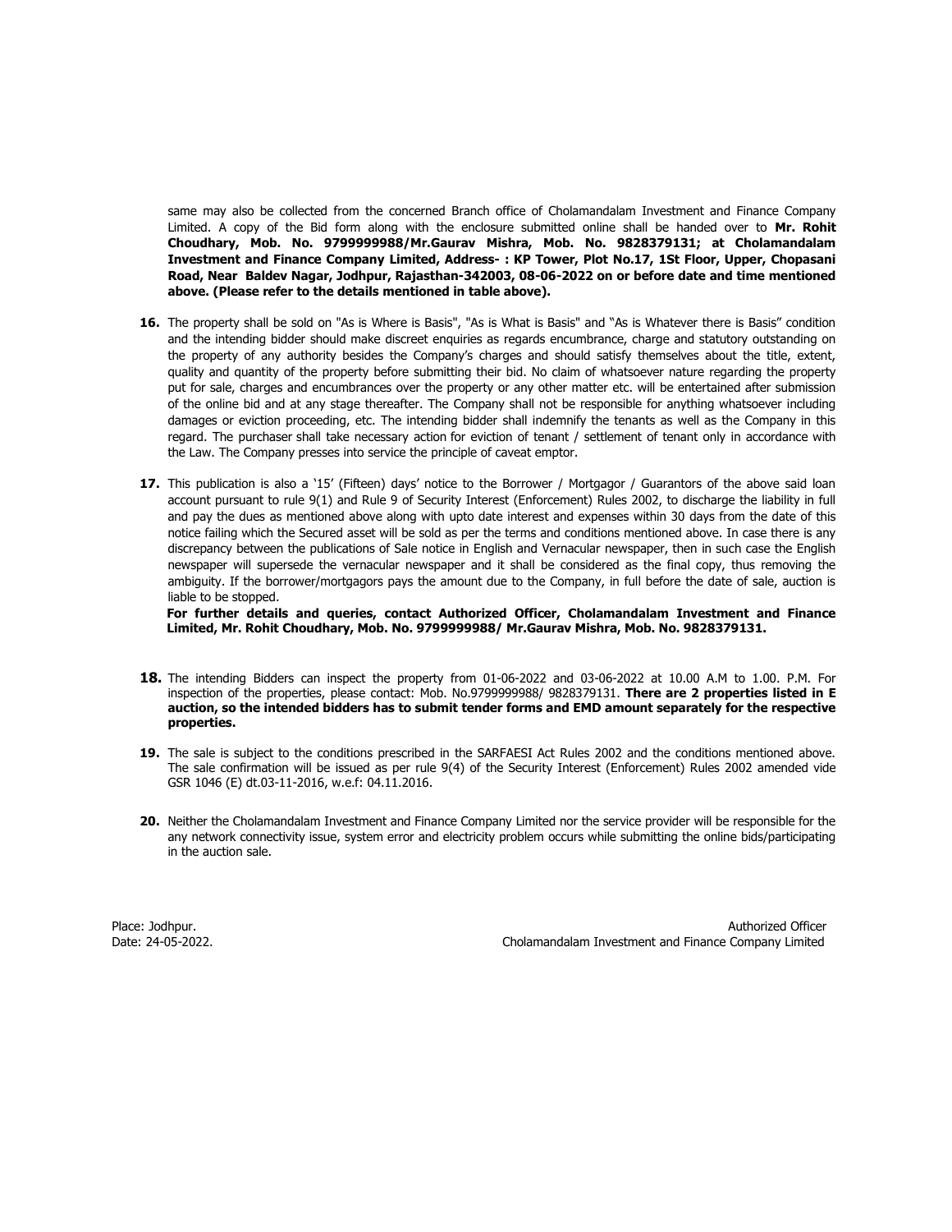same may also be collected from the concerned Branch office of Cholamandalam Investment and Finance Company Limited. A copy of the Bid form along with the enclosure submitted online shall be handed over to **Mr. Rohit Choudhary, Mob. No. 9799999988/Mr.Gaurav Mishra, Mob. No. 9828379131; at Cholamandalam Investment and Finance Company Limited, Address- : KP Tower, Plot No.17, 1St Floor, Upper, Chopasani Road, Near Baldev Nagar, Jodhpur, Rajasthan-342003, 08-06-2022 on or before date and time mentioned above. (Please refer to the details mentioned in table above).**

16. The property shall be sold on "As is Where is Basis", "As is What is Basis" and "As is Whatever there is Basis" condition and the intending bidder should make discreet enquiries as regards encumbrance, charge and statutory outstanding on the property of any authority besides the Company's charges and should satisfy themselves about the title, extent, quality and quantity of the property before submitting their bid. No claim of whatsoever nature regarding the property put for sale, charges and encumbrances over the property or any other matter etc. will be entertained after submission of the online bid and at any stage thereafter. The Company shall not be responsible for anything whatsoever including damages or eviction proceeding, etc. The intending bidder shall indemnify the tenants as well as the Company in this regard. The purchaser shall take necessary action for eviction of tenant / settlement of tenant only in accordance with the Law. The Company presses into service the principle of caveat emptor.

17. This publication is also a '15' (Fifteen) days' notice to the Borrower / Mortgagor / Guarantors of the above said loan account pursuant to rule 9(1) and Rule 9 of Security Interest (Enforcement) Rules 2002, to discharge the liability in full and pay the dues as mentioned above along with upto date interest and expenses within 30 days from the date of this notice failing which the Secured asset will be sold as per the terms and conditions mentioned above. In case there is any discrepancy between the publications of Sale notice in English and Vernacular newspaper, then in such case the English newspaper will supersede the vernacular newspaper and it shall be considered as the final copy, thus removing the ambiguity. If the borrower/mortgagors pays the amount due to the Company, in full before the date of sale, auction is liable to be stopped.

**For further details and queries, contact Authorized Officer, Cholamandalam Investment and Finance Limited, Mr. Rohit Choudhary, Mob. No. 9799999988/ Mr.Gaurav Mishra, Mob. No. 9828379131.**

18. The intending Bidders can inspect the property from 01-06-2022 and 03-06-2022 at 10.00 A.M to 1.00. P.M. For inspection of the properties, please contact: Mob. No.9799999988/ 9828379131. **There are 2 properties listed in E auction, so the intended bidders has to submit tender forms and EMD amount separately for the respective properties.**

19. The sale is subject to the conditions prescribed in the SARFAESI Act Rules 2002 and the conditions mentioned above. The sale confirmation will be issued as per rule 9(4) of the Security Interest (Enforcement) Rules 2002 amended vide GSR 1046 (E) dt.03-11-2016, w.e.f: 04.11.2016.

20. Neither the Cholamandalam Investment and Finance Company Limited nor the service provider will be responsible for the any network connectivity issue, system error and electricity problem occurs while submitting the online bids/participating in the auction sale.

Place: Jodhpur.
Date: 24-05-2022.

Authorized Officer
Cholamandalam Investment and Finance Company Limited